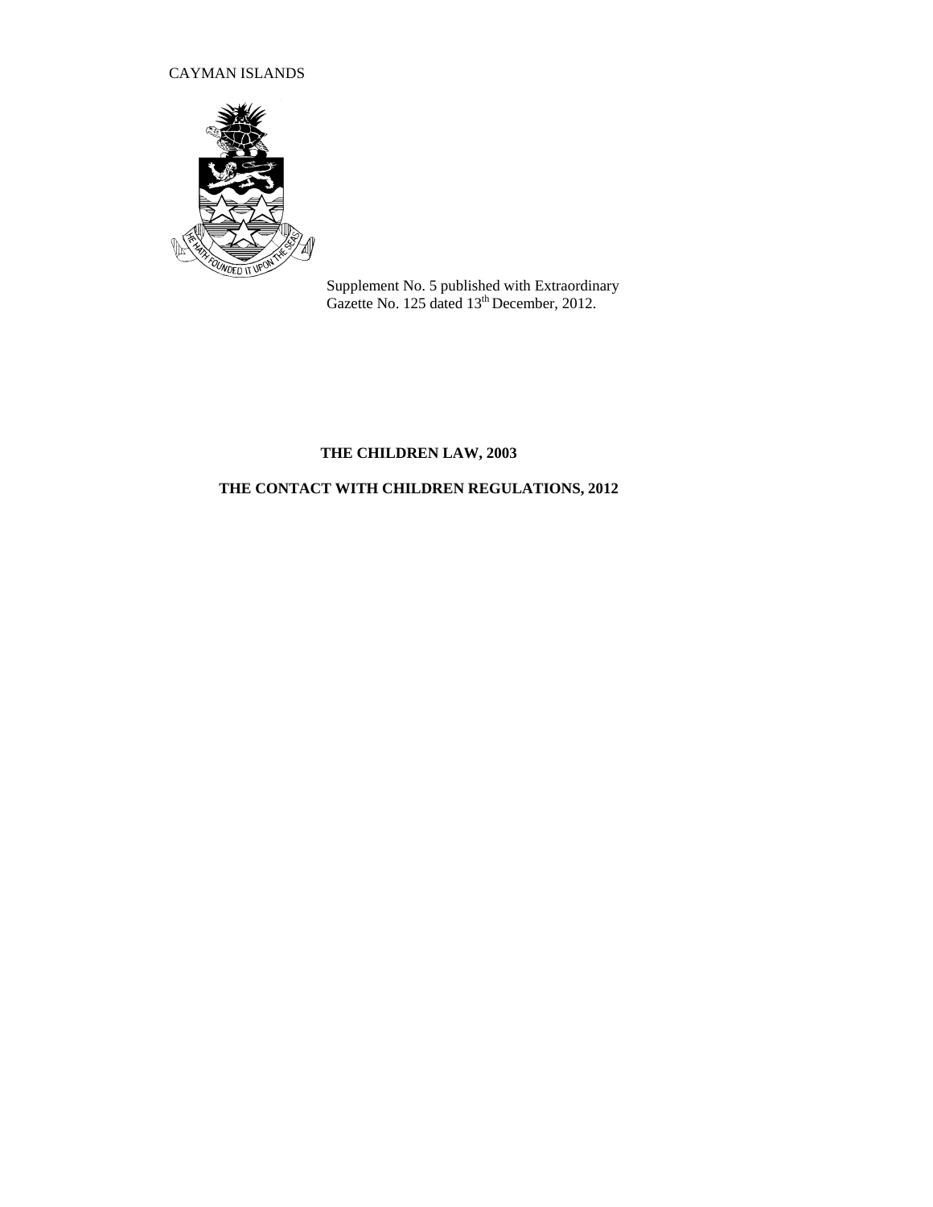CAYMAN ISLANDS

Supplement No. 5 published with Extraordinary Gazette No. 125 dated 13th December, 2012.

**THE CHILDREN LAW, 2003**

**THE CONTACT WITH CHILDREN REGULATIONS, 2012**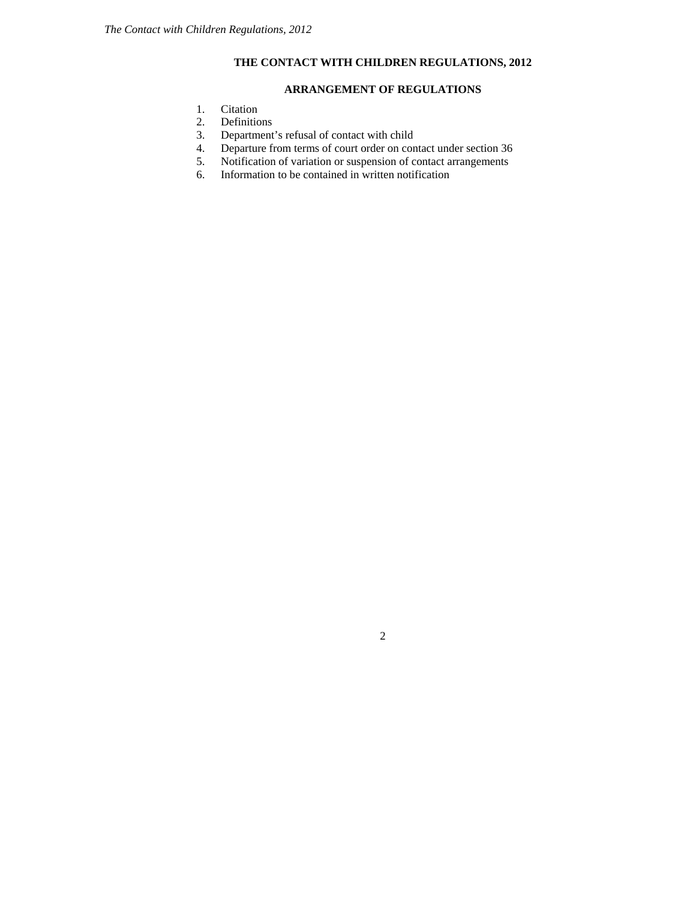# THE CONTACT WITH CHILDREN REGULATIONS, 2012

## ARRANGEMENT OF REGULATIONS

1. Citation
2. Definitions
3. Department's refusal of contact with child
4. Departure from terms of court order on contact under section 36
5. Notification of variation or suspension of contact arrangements
6. Information to be contained in written notification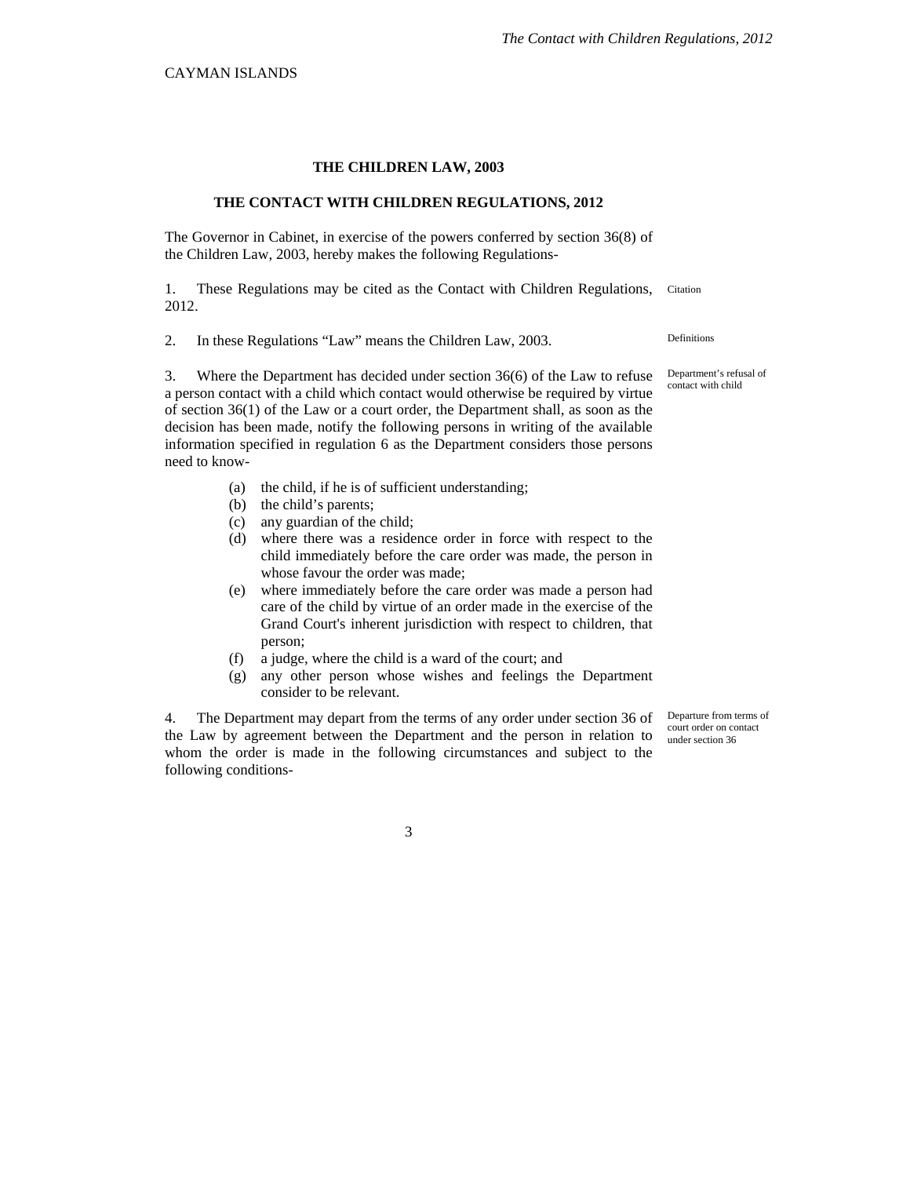CAYMAN ISLANDS

**THE CHILDREN LAW, 2003**

**THE CONTACT WITH CHILDREN REGULATIONS, 2012**

The Governor in Cabinet, in exercise of the powers conferred by section 36(8) of the Children Law, 2003, hereby makes the following Regulations-

Citation

1. These Regulations may be cited as the Contact with Children Regulations, 2012.

Definitions

2. In these Regulations "Law" means the Children Law, 2003.

Department's refusal of contact with child

3. Where the Department has decided under section 36(6) of the Law to refuse a person contact with a child which contact would otherwise be required by virtue of section 36(1) of the Law or a court order, the Department shall, as soon as the decision has been made, notify the following persons in writing of the available information specified in regulation 6 as the Department considers those persons need to know-

(a) the child, if he is of sufficient understanding;
(b) the child's parents;
(c) any guardian of the child;
(d) where there was a residence order in force with respect to the child immediately before the care order was made, the person in whose favour the order was made;
(e) where immediately before the care order was made a person had care of the child by virtue of an order made in the exercise of the Grand Court's inherent jurisdiction with respect to children, that person;
(f) a judge, where the child is a ward of the court; and
(g) any other person whose wishes and feelings the Department consider to be relevant.

Departure from terms of court order on contact under section 36

4. The Department may depart from the terms of any order under section 36 of the Law by agreement between the Department and the person in relation to whom the order is made in the following circumstances and subject to the following conditions-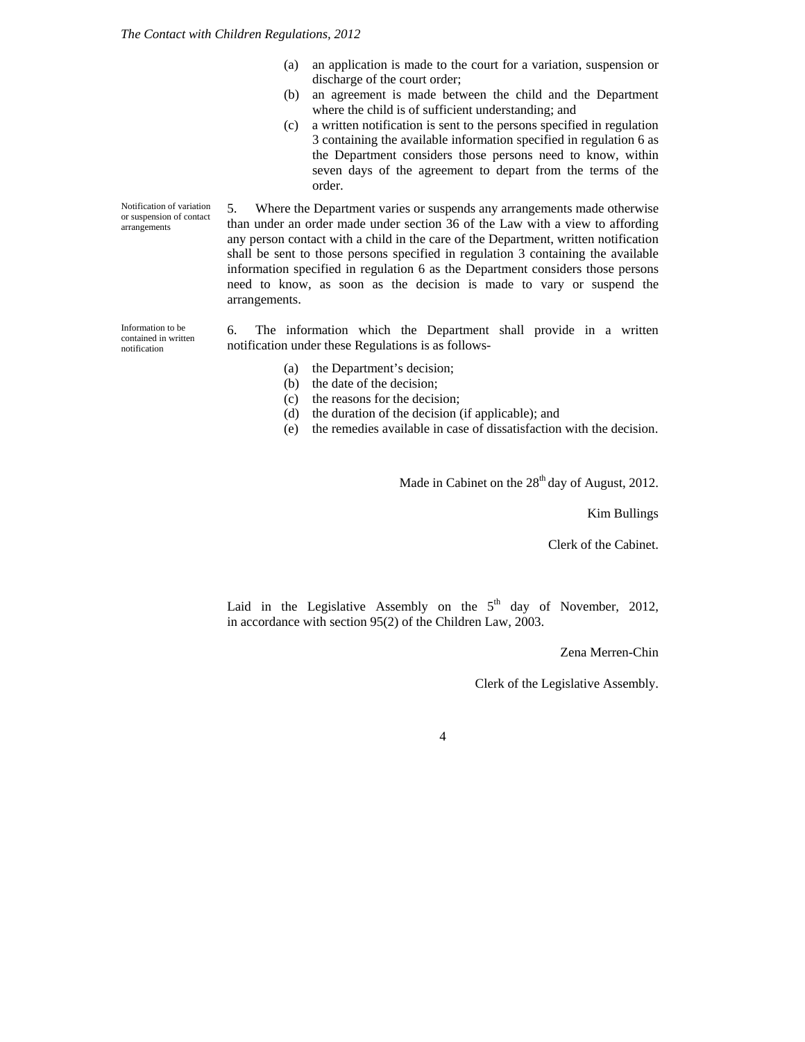(a) an application is made to the court for a variation, suspension or discharge of the court order;
(b) an agreement is made between the child and the Department where the child is of sufficient understanding; and
(c) a written notification is sent to the persons specified in regulation 3 containing the available information specified in regulation 6 as the Department considers those persons need to know, within seven days of the agreement to depart from the terms of the order.

Notification of variation or suspension of contact arrangements

5. Where the Department varies or suspends any arrangements made otherwise than under an order made under section 36 of the Law with a view to affording any person contact with a child in the care of the Department, written notification shall be sent to those persons specified in regulation 3 containing the available information specified in regulation 6 as the Department considers those persons need to know, as soon as the decision is made to vary or suspend the arrangements.

Information to be contained in written notification

6. The information which the Department shall provide in a written notification under these Regulations is as follows-

(a) the Department's decision;
(b) the date of the decision;
(c) the reasons for the decision;
(d) the duration of the decision (if applicable); and
(e) the remedies available in case of dissatisfaction with the decision.

Made in Cabinet on the 28th day of August, 2012.

Kim Bullings

Clerk of the Cabinet.

Laid in the Legislative Assembly on the 5th day of November, 2012, in accordance with section 95(2) of the Children Law, 2003.

Zena Merren-Chin

Clerk of the Legislative Assembly.